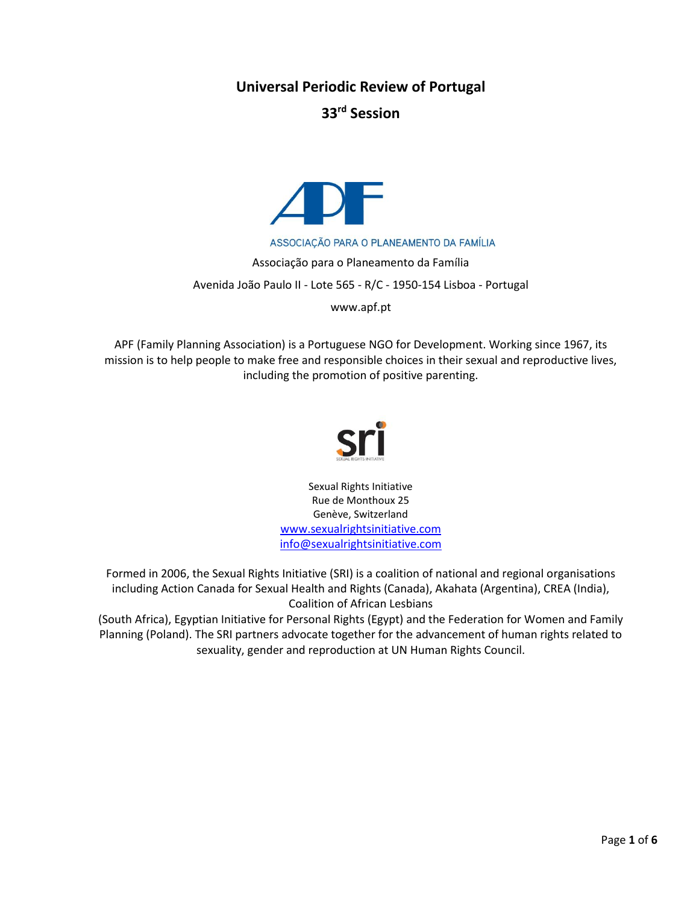# Universal Periodic Review of Portugal

## 33rd Session

ASSOCIAÇÃO PARA O PLANEAMENTO DA FAMÍLIA

Associação para o Planeamento da Família

Avenida João Paulo II - Lote 565 - R/C - 1950-154 Lisboa - Portugal

www.apf.pt

APF (Family Planning Association) is a Portuguese NGO for Development. Working since 1967, its mission is to help people to make free and responsible choices in their sexual and reproductive lives, including the promotion of positive parenting.

Sexual Rights Initiative
Rue de Monthoux 25
Genève, Switzerland
[www.sexualrightsinitiative.com](http://www.sexualrightsinitiative.com)
[info@sexualrightsinitiative.com](mailto:info@sexualrightsinitiative.com)

Formed in 2006, the Sexual Rights Initiative (SRI) is a coalition of national and regional organisations including Action Canada for Sexual Health and Rights (Canada), Akahata (Argentina), CREA (India), Coalition of African Lesbians (South Africa), Egyptian Initiative for Personal Rights (Egypt) and the Federation for Women and Family Planning (Poland). The SRI partners advocate together for the advancement of human rights related to sexuality, gender and reproduction at UN Human Rights Council.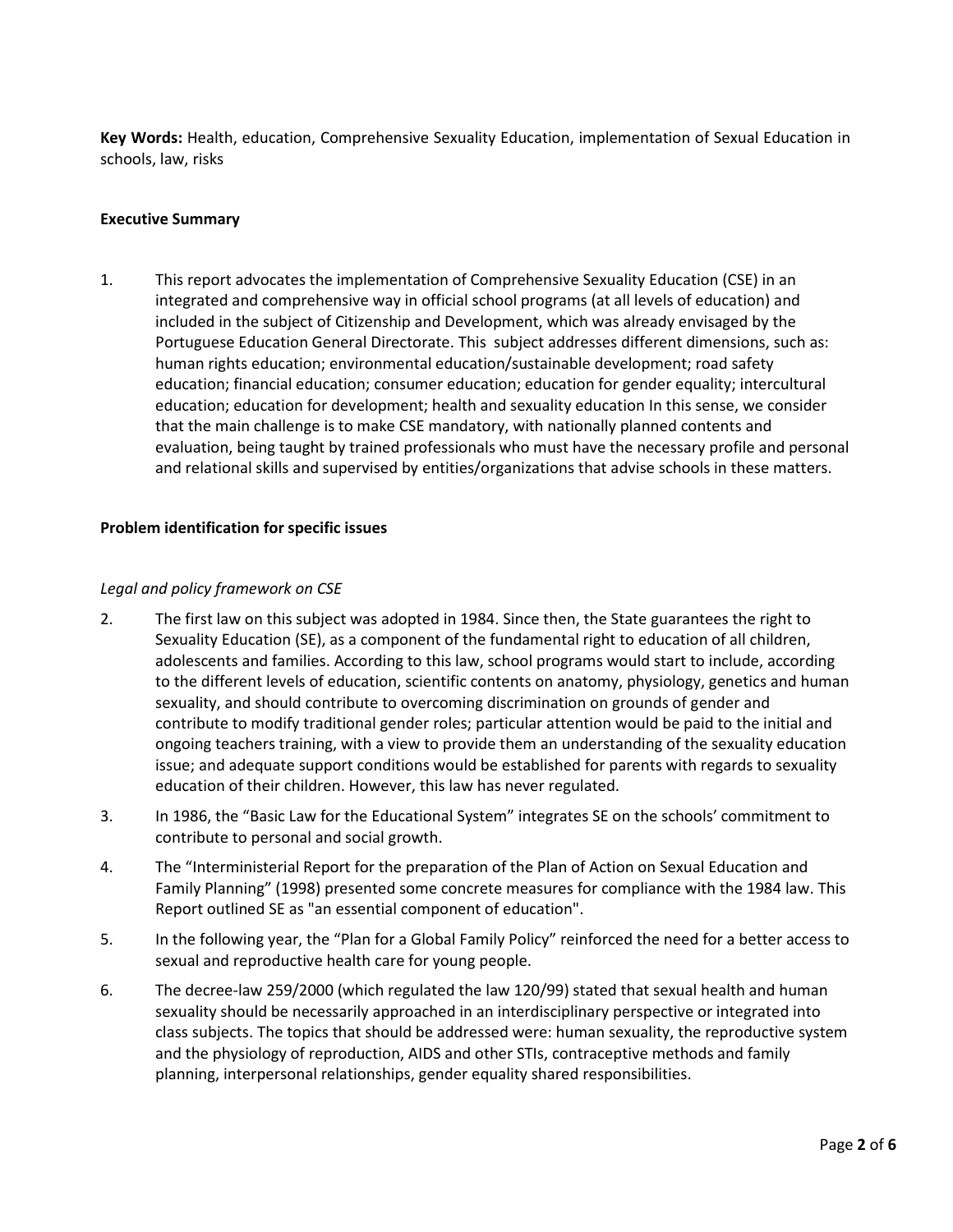**Key Words:** Health, education, Comprehensive Sexuality Education, implementation of Sexual Education in schools, law, risks

**Executive Summary**

1. This report advocates the implementation of Comprehensive Sexuality Education (CSE) in an integrated and comprehensive way in official school programs (at all levels of education) and included in the subject of Citizenship and Development, which was already envisaged by the Portuguese Education General Directorate. This subject addresses different dimensions, such as: human rights education; environmental education/sustainable development; road safety education; financial education; consumer education; education for gender equality; intercultural education; education for development; health and sexuality education In this sense, we consider that the main challenge is to make CSE mandatory, with nationally planned contents and evaluation, being taught by trained professionals who must have the necessary profile and personal and relational skills and supervised by entities/organizations that advise schools in these matters.

**Problem identification for specific issues**

*Legal and policy framework on CSE*

2. The first law on this subject was adopted in 1984. Since then, the State guarantees the right to Sexuality Education (SE), as a component of the fundamental right to education of all children, adolescents and families. According to this law, school programs would start to include, according to the different levels of education, scientific contents on anatomy, physiology, genetics and human sexuality, and should contribute to overcoming discrimination on grounds of gender and contribute to modify traditional gender roles; particular attention would be paid to the initial and ongoing teachers training, with a view to provide them an understanding of the sexuality education issue; and adequate support conditions would be established for parents with regards to sexuality education of their children. However, this law has never regulated.
3. In 1986, the "Basic Law for the Educational System" integrates SE on the schools' commitment to contribute to personal and social growth.
4. The "Interministerial Report for the preparation of the Plan of Action on Sexual Education and Family Planning" (1998) presented some concrete measures for compliance with the 1984 law. This Report outlined SE as "an essential component of education".
5. In the following year, the "Plan for a Global Family Policy" reinforced the need for a better access to sexual and reproductive health care for young people.
6. The decree-law 259/2000 (which regulated the law 120/99) stated that sexual health and human sexuality should be necessarily approached in an interdisciplinary perspective or integrated into class subjects. The topics that should be addressed were: human sexuality, the reproductive system and the physiology of reproduction, AIDS and other STIs, contraceptive methods and family planning, interpersonal relationships, gender equality shared responsibilities.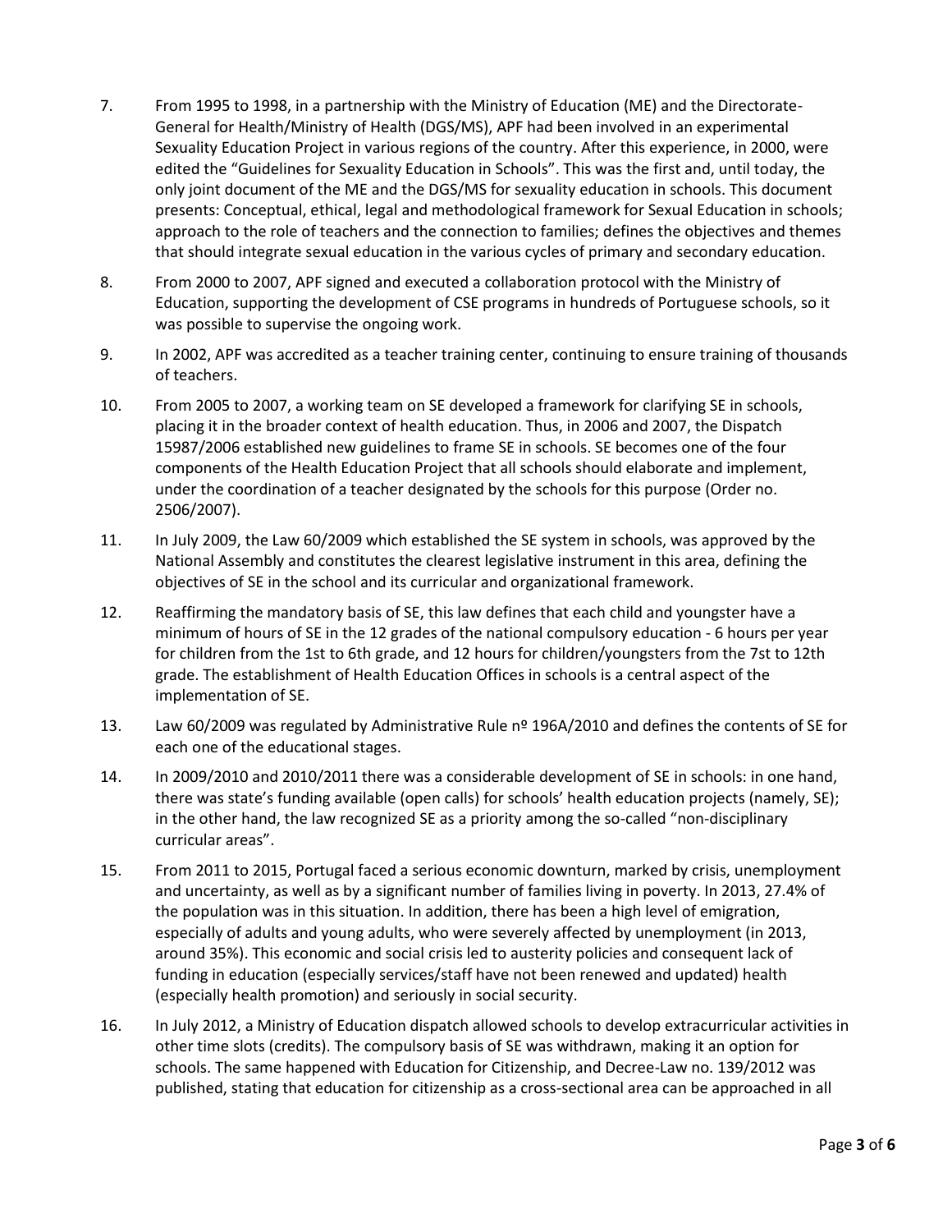7. From 1995 to 1998, in a partnership with the Ministry of Education (ME) and the Directorate-General for Health/Ministry of Health (DGS/MS), APF had been involved in an experimental Sexuality Education Project in various regions of the country. After this experience, in 2000, were edited the "Guidelines for Sexuality Education in Schools". This was the first and, until today, the only joint document of the ME and the DGS/MS for sexuality education in schools. This document presents: Conceptual, ethical, legal and methodological framework for Sexual Education in schools; approach to the role of teachers and the connection to families; defines the objectives and themes that should integrate sexual education in the various cycles of primary and secondary education.

8. From 2000 to 2007, APF signed and executed a collaboration protocol with the Ministry of Education, supporting the development of CSE programs in hundreds of Portuguese schools, so it was possible to supervise the ongoing work.

9. In 2002, APF was accredited as a teacher training center, continuing to ensure training of thousands of teachers.

10. From 2005 to 2007, a working team on SE developed a framework for clarifying SE in schools, placing it in the broader context of health education. Thus, in 2006 and 2007, the Dispatch 15987/2006 established new guidelines to frame SE in schools. SE becomes one of the four components of the Health Education Project that all schools should elaborate and implement, under the coordination of a teacher designated by the schools for this purpose (Order no. 2506/2007).

11. In July 2009, the Law 60/2009 which established the SE system in schools, was approved by the National Assembly and constitutes the clearest legislative instrument in this area, defining the objectives of SE in the school and its curricular and organizational framework.

12. Reaffirming the mandatory basis of SE, this law defines that each child and youngster have a minimum of hours of SE in the 12 grades of the national compulsory education - 6 hours per year for children from the 1st to 6th grade, and 12 hours for children/youngsters from the 7st to 12th grade. The establishment of Health Education Offices in schools is a central aspect of the implementation of SE.

13. Law 60/2009 was regulated by Administrative Rule nº 196A/2010 and defines the contents of SE for each one of the educational stages.

14. In 2009/2010 and 2010/2011 there was a considerable development of SE in schools: in one hand, there was state's funding available (open calls) for schools' health education projects (namely, SE); in the other hand, the law recognized SE as a priority among the so-called "non-disciplinary curricular areas".

15. From 2011 to 2015, Portugal faced a serious economic downturn, marked by crisis, unemployment and uncertainty, as well as by a significant number of families living in poverty. In 2013, 27.4% of the population was in this situation. In addition, there has been a high level of emigration, especially of adults and young adults, who were severely affected by unemployment (in 2013, around 35%). This economic and social crisis led to austerity policies and consequent lack of funding in education (especially services/staff have not been renewed and updated) health (especially health promotion) and seriously in social security.

16. In July 2012, a Ministry of Education dispatch allowed schools to develop extracurricular activities in other time slots (credits). The compulsory basis of SE was withdrawn, making it an option for schools. The same happened with Education for Citizenship, and Decree-Law no. 139/2012 was published, stating that education for citizenship as a cross-sectional area can be approached in all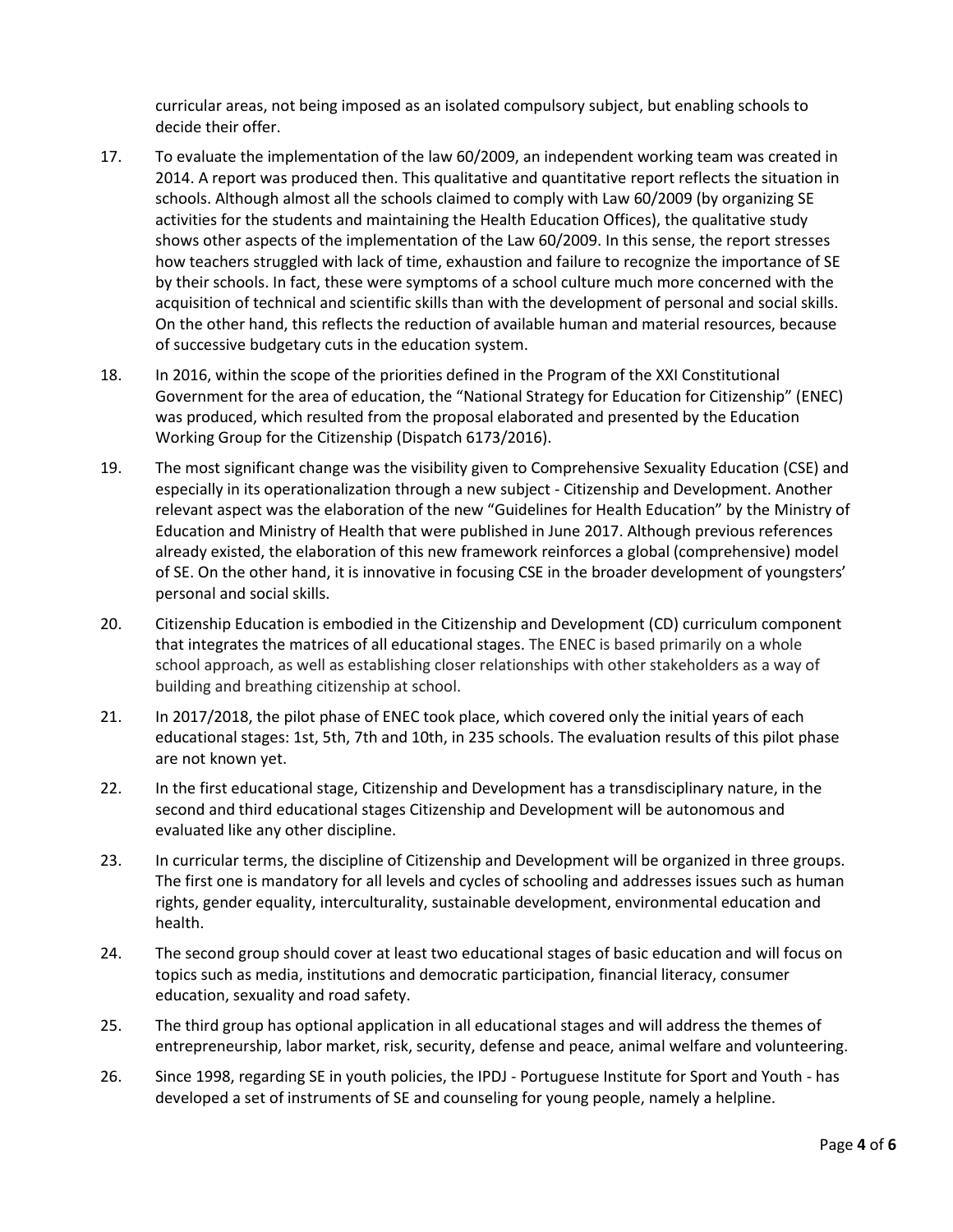curricular areas, not being imposed as an isolated compulsory subject, but enabling schools to decide their offer.

17. To evaluate the implementation of the law 60/2009, an independent working team was created in 2014. A report was produced then. This qualitative and quantitative report reflects the situation in schools. Although almost all the schools claimed to comply with Law 60/2009 (by organizing SE activities for the students and maintaining the Health Education Offices), the qualitative study shows other aspects of the implementation of the Law 60/2009. In this sense, the report stresses how teachers struggled with lack of time, exhaustion and failure to recognize the importance of SE by their schools. In fact, these were symptoms of a school culture much more concerned with the acquisition of technical and scientific skills than with the development of personal and social skills. On the other hand, this reflects the reduction of available human and material resources, because of successive budgetary cuts in the education system.

18. In 2016, within the scope of the priorities defined in the Program of the XXI Constitutional Government for the area of education, the "National Strategy for Education for Citizenship" (ENEC) was produced, which resulted from the proposal elaborated and presented by the Education Working Group for the Citizenship (Dispatch 6173/2016).

19. The most significant change was the visibility given to Comprehensive Sexuality Education (CSE) and especially in its operationalization through a new subject - Citizenship and Development. Another relevant aspect was the elaboration of the new "Guidelines for Health Education" by the Ministry of Education and Ministry of Health that were published in June 2017. Although previous references already existed, the elaboration of this new framework reinforces a global (comprehensive) model of SE. On the other hand, it is innovative in focusing CSE in the broader development of youngsters' personal and social skills.

20. Citizenship Education is embodied in the Citizenship and Development (CD) curriculum component that integrates the matrices of all educational stages. The ENEC is based primarily on a whole school approach, as well as establishing closer relationships with other stakeholders as a way of building and breathing citizenship at school.

21. In 2017/2018, the pilot phase of ENEC took place, which covered only the initial years of each educational stages: 1st, 5th, 7th and 10th, in 235 schools. The evaluation results of this pilot phase are not known yet.

22. In the first educational stage, Citizenship and Development has a transdisciplinary nature, in the second and third educational stages Citizenship and Development will be autonomous and evaluated like any other discipline.

23. In curricular terms, the discipline of Citizenship and Development will be organized in three groups. The first one is mandatory for all levels and cycles of schooling and addresses issues such as human rights, gender equality, interculturality, sustainable development, environmental education and health.

24. The second group should cover at least two educational stages of basic education and will focus on topics such as media, institutions and democratic participation, financial literacy, consumer education, sexuality and road safety.

25. The third group has optional application in all educational stages and will address the themes of entrepreneurship, labor market, risk, security, defense and peace, animal welfare and volunteering.

26. Since 1998, regarding SE in youth policies, the IPDJ - Portuguese Institute for Sport and Youth - has developed a set of instruments of SE and counseling for young people, namely a helpline.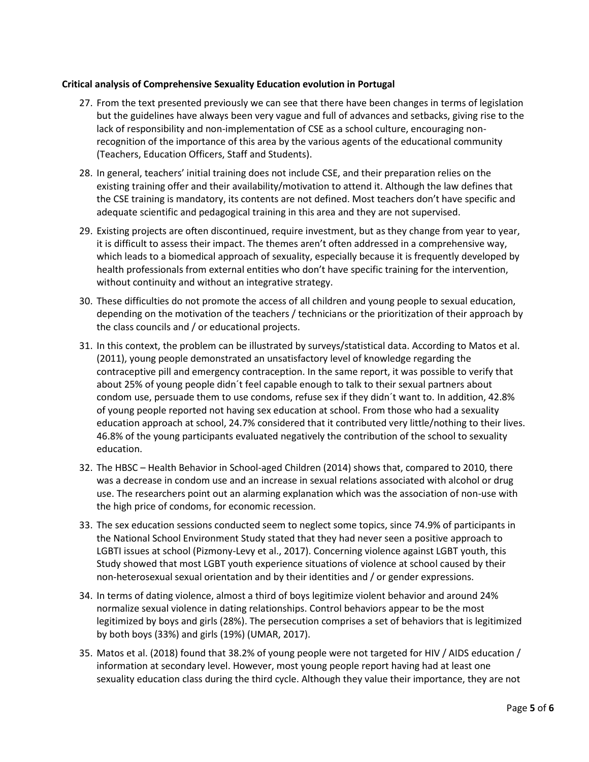**Critical analysis of Comprehensive Sexuality Education evolution in Portugal**

27. From the text presented previously we can see that there have been changes in terms of legislation but the guidelines have always been very vague and full of advances and setbacks, giving rise to the lack of responsibility and non-implementation of CSE as a school culture, encouraging non-recognition of the importance of this area by the various agents of the educational community (Teachers, Education Officers, Staff and Students).
28. In general, teachers' initial training does not include CSE, and their preparation relies on the existing training offer and their availability/motivation to attend it. Although the law defines that the CSE training is mandatory, its contents are not defined. Most teachers don't have specific and adequate scientific and pedagogical training in this area and they are not supervised.
29. Existing projects are often discontinued, require investment, but as they change from year to year, it is difficult to assess their impact. The themes aren't often addressed in a comprehensive way, which leads to a biomedical approach of sexuality, especially because it is frequently developed by health professionals from external entities who don't have specific training for the intervention, without continuity and without an integrative strategy.
30. These difficulties do not promote the access of all children and young people to sexual education, depending on the motivation of the teachers / technicians or the prioritization of their approach by the class councils and / or educational projects.
31. In this context, the problem can be illustrated by surveys/statistical data. According to Matos et al. (2011), young people demonstrated an unsatisfactory level of knowledge regarding the contraceptive pill and emergency contraception. In the same report, it was possible to verify that about 25% of young people didn´t feel capable enough to talk to their sexual partners about condom use, persuade them to use condoms, refuse sex if they didn´t want to. In addition, 42.8% of young people reported not having sex education at school. From those who had a sexuality education approach at school, 24.7% considered that it contributed very little/nothing to their lives. 46.8% of the young participants evaluated negatively the contribution of the school to sexuality education.
32. The HBSC – Health Behavior in School-aged Children (2014) shows that, compared to 2010, there was a decrease in condom use and an increase in sexual relations associated with alcohol or drug use. The researchers point out an alarming explanation which was the association of non-use with the high price of condoms, for economic recession.
33. The sex education sessions conducted seem to neglect some topics, since 74.9% of participants in the National School Environment Study stated that they had never seen a positive approach to LGBTI issues at school (Pizmony-Levy et al., 2017). Concerning violence against LGBT youth, this Study showed that most LGBT youth experience situations of violence at school caused by their non-heterosexual sexual orientation and by their identities and / or gender expressions.
34. In terms of dating violence, almost a third of boys legitimize violent behavior and around 24% normalize sexual violence in dating relationships. Control behaviors appear to be the most legitimized by boys and girls (28%). The persecution comprises a set of behaviors that is legitimized by both boys (33%) and girls (19%) (UMAR, 2017).
35. Matos et al. (2018) found that 38.2% of young people were not targeted for HIV / AIDS education / information at secondary level. However, most young people report having had at least one sexuality education class during the third cycle. Although they value their importance, they are not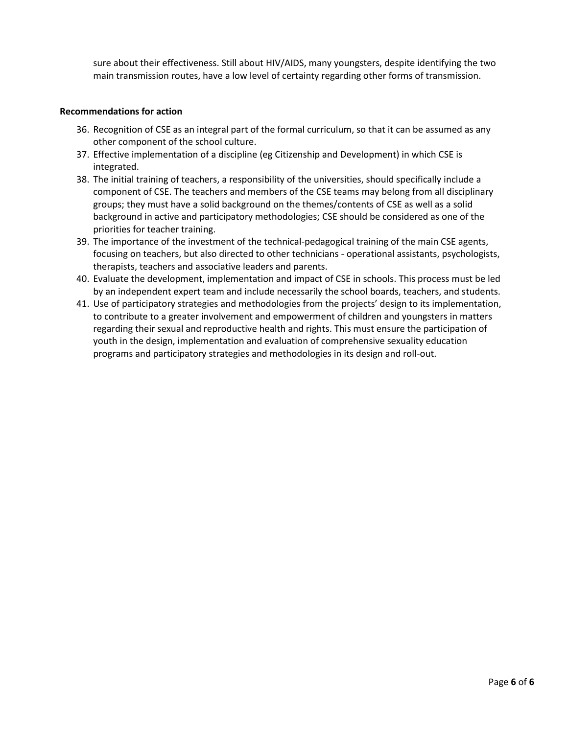sure about their effectiveness. Still about HIV/AIDS, many youngsters, despite identifying the two main transmission routes, have a low level of certainty regarding other forms of transmission.

**Recommendations for action**

36. Recognition of CSE as an integral part of the formal curriculum, so that it can be assumed as any other component of the school culture.
37. Effective implementation of a discipline (eg Citizenship and Development) in which CSE is integrated.
38. The initial training of teachers, a responsibility of the universities, should specifically include a component of CSE. The teachers and members of the CSE teams may belong from all disciplinary groups; they must have a solid background on the themes/contents of CSE as well as a solid background in active and participatory methodologies; CSE should be considered as one of the priorities for teacher training.
39. The importance of the investment of the technical-pedagogical training of the main CSE agents, focusing on teachers, but also directed to other technicians - operational assistants, psychologists, therapists, teachers and associative leaders and parents.
40. Evaluate the development, implementation and impact of CSE in schools. This process must be led by an independent expert team and include necessarily the school boards, teachers, and students.
41. Use of participatory strategies and methodologies from the projects' design to its implementation, to contribute to a greater involvement and empowerment of children and youngsters in matters regarding their sexual and reproductive health and rights. This must ensure the participation of youth in the design, implementation and evaluation of comprehensive sexuality education programs and participatory strategies and methodologies in its design and roll-out.